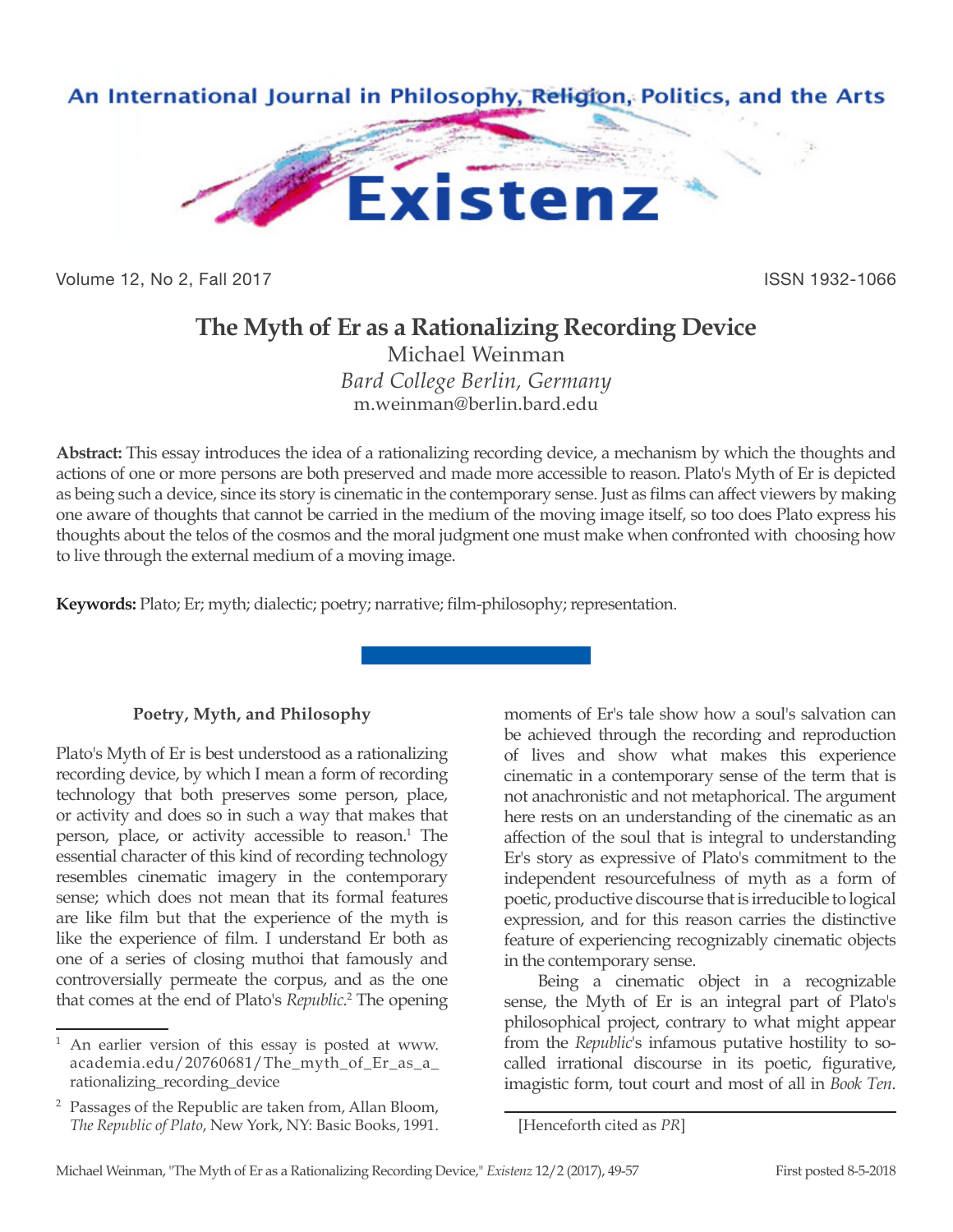# The Myth of Er as a Rationalizing Recording Device

Michael Weinman

*Bard College Berlin, Germany*

m.weinman@berlin.bard.edu

**Abstract:** This essay introduces the idea of a rationalizing recording device, a mechanism by which the thoughts and actions of one or more persons are both preserved and made more accessible to reason. Plato's Myth of Er is depicted as being such a device, since its story is cinematic in the contemporary sense. Just as films can affect viewers by making one aware of thoughts that cannot be carried in the medium of the moving image itself, so too does Plato express his thoughts about the telos of the cosmos and the moral judgment one must make when confronted with choosing how to live through the external medium of a moving image.

**Keywords:** Plato; Er; myth; dialectic; poetry; narrative; film-philosophy; representation.

### Poetry, Myth, and Philosophy

Plato's Myth of Er is best understood as a rationalizing recording device, by which I mean a form of recording technology that both preserves some person, place, or activity and does so in such a way that makes that person, place, or activity accessible to reason.[1] The essential character of this kind of recording technology resembles cinematic imagery in the contemporary sense; which does not mean that its formal features are like film but that the experience of the myth is like the experience of film. I understand Er both as one of a series of closing muthoi that famously and controversially permeate the corpus, and as the one that comes at the end of Plato's *Republic*.[2] The opening moments of Er's tale show how a soul's salvation can be achieved through the recording and reproduction of lives and show what makes this experience cinematic in a contemporary sense of the term that is not anachronistic and not metaphorical. The argument here rests on an understanding of the cinematic as an affection of the soul that is integral to understanding Er's story as expressive of Plato's commitment to the independent resourcefulness of myth as a form of poetic, productive discourse that is irreducible to logical expression, and for this reason carries the distinctive feature of experiencing recognizably cinematic objects in the contemporary sense.

Being a cinematic object in a recognizable sense, the Myth of Er is an integral part of Plato's philosophical project, contrary to what might appear from the *Republic*'s infamous putative hostility to so-called irrational discourse in its poetic, figurative, imagistic form, tout court and most of all in *Book Ten*.

---

[1] An earlier version of this essay is posted at www.academia.edu/20760681/The_myth_of_Er_as_a_rationalizing_recording_device

[2] Passages of the Republic are taken from, Allan Bloom, *The Republic of Plato*, New York, NY: Basic Books, 1991. [Henceforth cited as *PR*]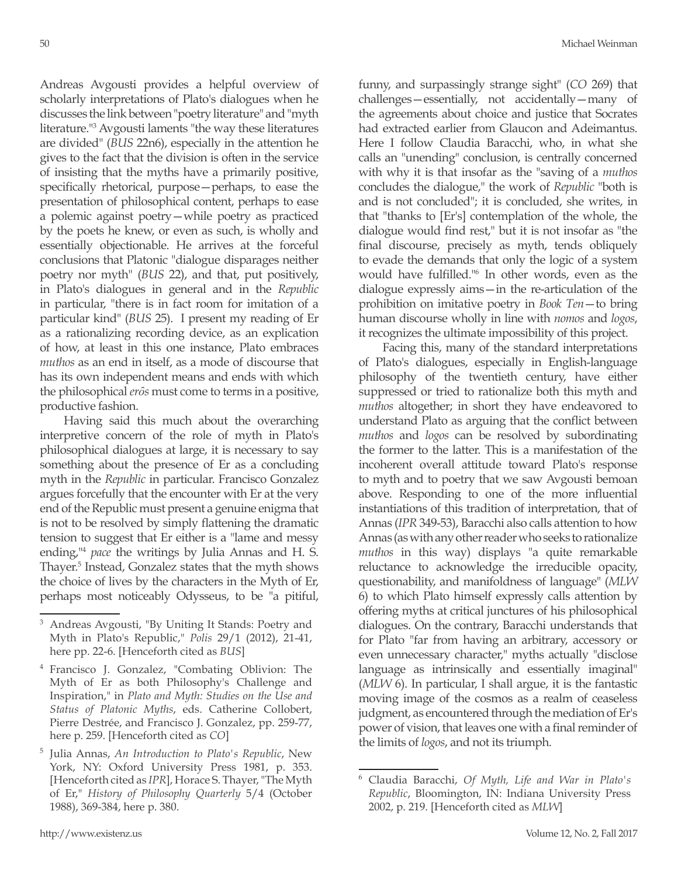Andreas Avgousti provides a helpful overview of scholarly interpretations of Plato's dialogues when he discusses the link between "poetry literature" and "myth literature."[3] Avgousti laments "the way these literatures are divided" (*BUS* 22n6), especially in the attention he gives to the fact that the division is often in the service of insisting that the myths have a primarily positive, specifically rhetorical, purpose—perhaps, to ease the presentation of philosophical content, perhaps to ease a polemic against poetry—while poetry as practiced by the poets he knew, or even as such, is wholly and essentially objectionable. He arrives at the forceful conclusions that Platonic "dialogue disparages neither poetry nor myth" (*BUS* 22), and that, put positively, in Plato's dialogues in general and in the *Republic* in particular, "there is in fact room for imitation of a particular kind" (*BUS* 25). I present my reading of Er as a rationalizing recording device, as an explication of how, at least in this one instance, Plato embraces *muthos* as an end in itself, as a mode of discourse that has its own independent means and ends with which the philosophical *erôs* must come to terms in a positive, productive fashion.

Having said this much about the overarching interpretive concern of the role of myth in Plato's philosophical dialogues at large, it is necessary to say something about the presence of Er as a concluding myth in the *Republic* in particular. Francisco Gonzalez argues forcefully that the encounter with Er at the very end of the Republic must present a genuine enigma that is not to be resolved by simply flattening the dramatic tension to suggest that Er either is a "lame and messy ending,"[4] *pace* the writings by Julia Annas and H. S. Thayer.[5] Instead, Gonzalez states that the myth shows the choice of lives by the characters in the Myth of Er, perhaps most noticeably Odysseus, to be "a pitiful, funny, and surpassingly strange sight" (*CO* 269) that challenges—essentially, not accidentally—many of the agreements about choice and justice that Socrates had extracted earlier from Glaucon and Adeimantus. Here I follow Claudia Baracchi, who, in what she calls an "unending" conclusion, is centrally concerned with why it is that insofar as the "saving of a *muthos* concludes the dialogue," the work of *Republic* "both is and is not concluded"; it is concluded, she writes, in that "thanks to [Er's] contemplation of the whole, the dialogue would find rest," but it is not insofar as "the final discourse, precisely as myth, tends obliquely to evade the demands that only the logic of a system would have fulfilled."[6] In other words, even as the dialogue expressly aims—in the re-articulation of the prohibition on imitative poetry in *Book Ten*—to bring human discourse wholly in line with *nomos* and *logos*, it recognizes the ultimate impossibility of this project.

Facing this, many of the standard interpretations of Plato's dialogues, especially in English-language philosophy of the twentieth century, have either suppressed or tried to rationalize both this myth and *muthos* altogether; in short they have endeavored to understand Plato as arguing that the conflict between *muthos* and *logos* can be resolved by subordinating the former to the latter. This is a manifestation of the incoherent overall attitude toward Plato's response to myth and to poetry that we saw Avgousti bemoan above. Responding to one of the more influential instantiations of this tradition of interpretation, that of Annas (*IPR* 349-53), Baracchi also calls attention to how Annas (as with any other reader who seeks to rationalize *muthos* in this way) displays "a quite remarkable reluctance to acknowledge the irreducible opacity, questionability, and manifoldness of language" (*MLW* 6) to which Plato himself expressly calls attention by offering myths at critical junctures of his philosophical dialogues. On the contrary, Baracchi understands that for Plato "far from having an arbitrary, accessory or even unnecessary character," myths actually "disclose language as intrinsically and essentially imaginal" (*MLW* 6). In particular, I shall argue, it is the fantastic moving image of the cosmos as a realm of ceaseless judgment, as encountered through the mediation of Er's power of vision, that leaves one with a final reminder of the limits of *logos*, and not its triumph.

---

[3] Andreas Avgousti, "By Uniting It Stands: Poetry and Myth in Plato's Republic," *Polis* 29/1 (2012), 21-41, here pp. 22-6. [Henceforth cited as *BUS*]

[4] Francisco J. Gonzalez, "Combating Oblivion: The Myth of Er as both Philosophy's Challenge and Inspiration," in *Plato and Myth: Studies on the Use and Status of Platonic Myths*, eds. Catherine Collobert, Pierre Destrée, and Francisco J. Gonzalez, pp. 259-77, here p. 259. [Henceforth cited as *CO*]

[5] Julia Annas, *An Introduction to Plato's Republic*, New York, NY: Oxford University Press 1981, p. 353. [Henceforth cited as *IPR*], Horace S. Thayer, "The Myth of Er," *History of Philosophy Quarterly* 5/4 (October 1988), 369-384, here p. 380.

[6] Claudia Baracchi, *Of Myth, Life and War in Plato's Republic*, Bloomington, IN: Indiana University Press 2002, p. 219. [Henceforth cited as *MLW*]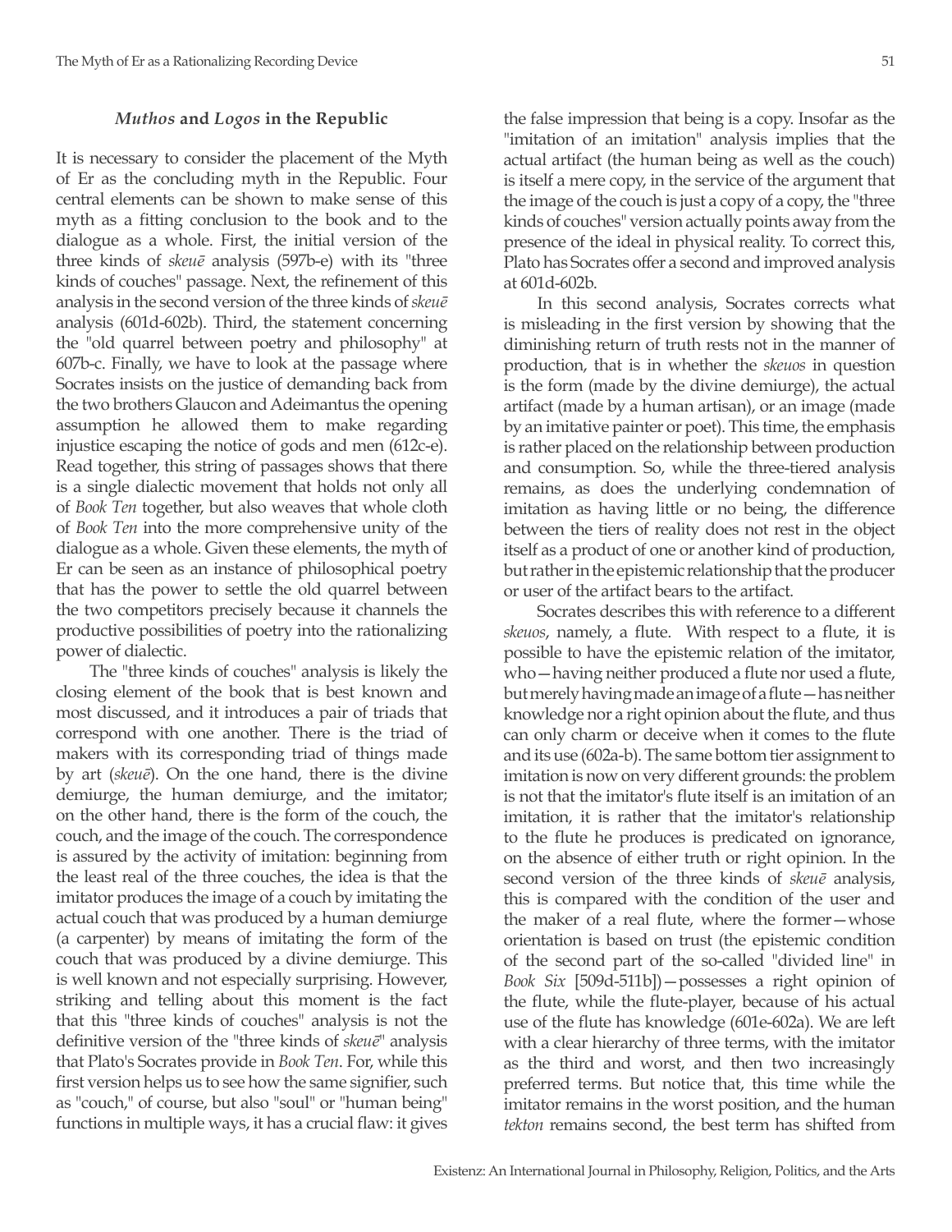### *Muthos* and *Logos* in the Republic

It is necessary to consider the placement of the Myth of Er as the concluding myth in the Republic. Four central elements can be shown to make sense of this myth as a fitting conclusion to the book and to the dialogue as a whole. First, the initial version of the three kinds of *skeuē* analysis (597b-e) with its "three kinds of couches" passage. Next, the refinement of this analysis in the second version of the three kinds of *skeuē* analysis (601d-602b). Third, the statement concerning the "old quarrel between poetry and philosophy" at 607b-c. Finally, we have to look at the passage where Socrates insists on the justice of demanding back from the two brothers Glaucon and Adeimantus the opening assumption he allowed them to make regarding injustice escaping the notice of gods and men (612c-e). Read together, this string of passages shows that there is a single dialectic movement that holds not only all of *Book Ten* together, but also weaves that whole cloth of *Book Ten* into the more comprehensive unity of the dialogue as a whole. Given these elements, the myth of Er can be seen as an instance of philosophical poetry that has the power to settle the old quarrel between the two competitors precisely because it channels the productive possibilities of poetry into the rationalizing power of dialectic.

The "three kinds of couches" analysis is likely the closing element of the book that is best known and most discussed, and it introduces a pair of triads that correspond with one another. There is the triad of makers with its corresponding triad of things made by art (*skeuē*). On the one hand, there is the divine demiurge, the human demiurge, and the imitator; on the other hand, there is the form of the couch, the couch, and the image of the couch. The correspondence is assured by the activity of imitation: beginning from the least real of the three couches, the idea is that the imitator produces the image of a couch by imitating the actual couch that was produced by a human demiurge (a carpenter) by means of imitating the form of the couch that was produced by a divine demiurge. This is well known and not especially surprising. However, striking and telling about this moment is the fact that this "three kinds of couches" analysis is not the definitive version of the "three kinds of *skeuē*" analysis that Plato's Socrates provide in *Book Ten*. For, while this first version helps us to see how the same signifier, such as "couch," of course, but also "soul" or "human being" functions in multiple ways, it has a crucial flaw: it gives the false impression that being is a copy. Insofar as the "imitation of an imitation" analysis implies that the actual artifact (the human being as well as the couch) is itself a mere copy, in the service of the argument that the image of the couch is just a copy of a copy, the "three kinds of couches" version actually points away from the presence of the ideal in physical reality. To correct this, Plato has Socrates offer a second and improved analysis at 601d-602b.

In this second analysis, Socrates corrects what is misleading in the first version by showing that the diminishing return of truth rests not in the manner of production, that is in whether the *skeuos* in question is the form (made by the divine demiurge), the actual artifact (made by a human artisan), or an image (made by an imitative painter or poet). This time, the emphasis is rather placed on the relationship between production and consumption. So, while the three-tiered analysis remains, as does the underlying condemnation of imitation as having little or no being, the difference between the tiers of reality does not rest in the object itself as a product of one or another kind of production, but rather in the epistemic relationship that the producer or user of the artifact bears to the artifact.

Socrates describes this with reference to a different *skeuos*, namely, a flute. With respect to a flute, it is possible to have the epistemic relation of the imitator, who—having neither produced a flute nor used a flute, but merely having made an image of a flute—has neither knowledge nor a right opinion about the flute, and thus can only charm or deceive when it comes to the flute and its use (602a-b). The same bottom tier assignment to imitation is now on very different grounds: the problem is not that the imitator's flute itself is an imitation of an imitation, it is rather that the imitator's relationship to the flute he produces is predicated on ignorance, on the absence of either truth or right opinion. In the second version of the three kinds of *skeuē* analysis, this is compared with the condition of the user and the maker of a real flute, where the former—whose orientation is based on trust (the epistemic condition of the second part of the so-called "divided line" in *Book Six* [509d-511b])—possesses a right opinion of the flute, while the flute-player, because of his actual use of the flute has knowledge (601e-602a). We are left with a clear hierarchy of three terms, with the imitator as the third and worst, and then two increasingly preferred terms. But notice that, this time while the imitator remains in the worst position, and the human *tekton* remains second, the best term has shifted from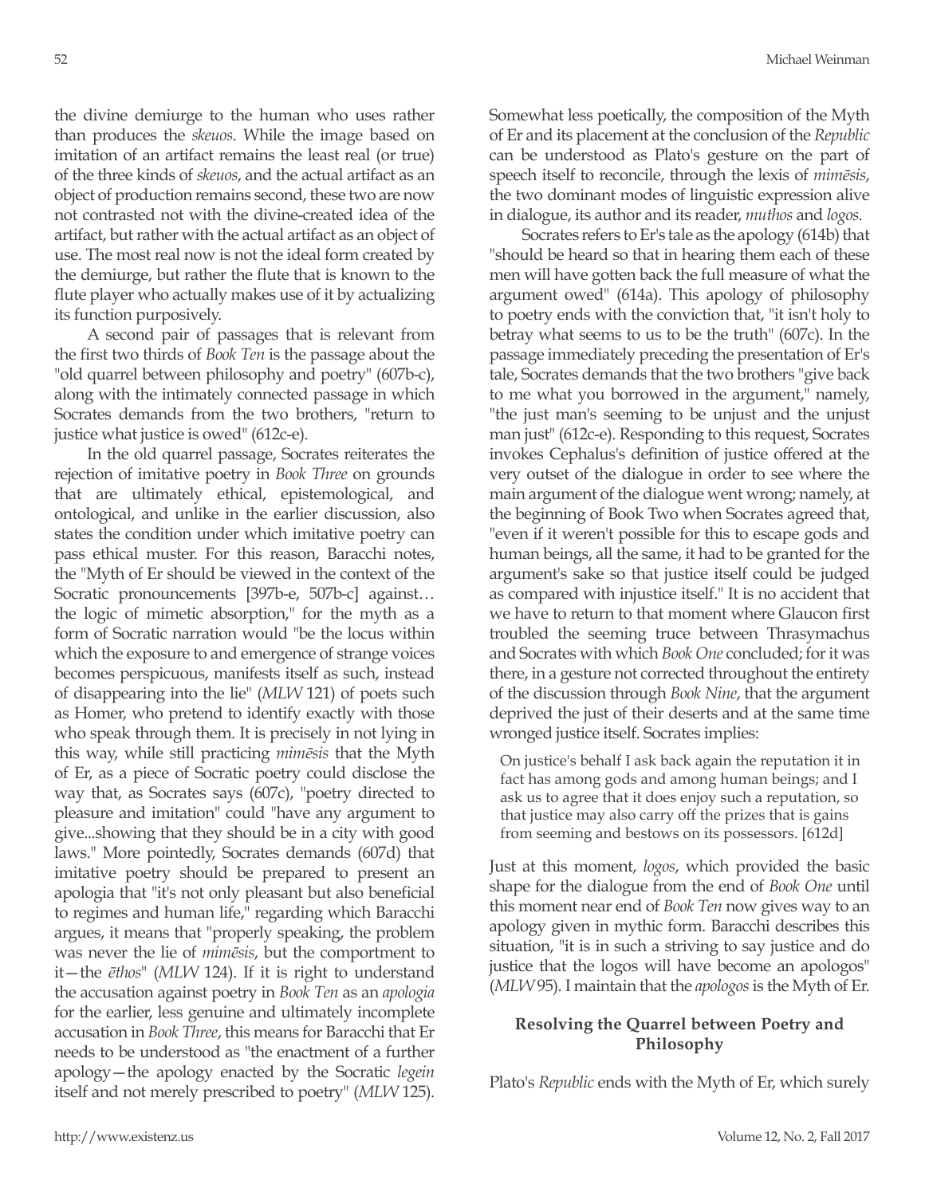the divine demiurge to the human who uses rather than produces the *skeuos*. While the image based on imitation of an artifact remains the least real (or true) of the three kinds of *skeuos*, and the actual artifact as an object of production remains second, these two are now not contrasted not with the divine-created idea of the artifact, but rather with the actual artifact as an object of use. The most real now is not the ideal form created by the demiurge, but rather the flute that is known to the flute player who actually makes use of it by actualizing its function purposively.

A second pair of passages that is relevant from the first two thirds of *Book Ten* is the passage about the "old quarrel between philosophy and poetry" (607b-c), along with the intimately connected passage in which Socrates demands from the two brothers, "return to justice what justice is owed" (612c-e).

In the old quarrel passage, Socrates reiterates the rejection of imitative poetry in *Book Three* on grounds that are ultimately ethical, epistemological, and ontological, and unlike in the earlier discussion, also states the condition under which imitative poetry can pass ethical muster. For this reason, Baracchi notes, the "Myth of Er should be viewed in the context of the Socratic pronouncements [397b-e, 507b-c] against… the logic of mimetic absorption," for the myth as a form of Socratic narration would "be the locus within which the exposure to and emergence of strange voices becomes perspicuous, manifests itself as such, instead of disappearing into the lie" (*MLW* 121) of poets such as Homer, who pretend to identify exactly with those who speak through them. It is precisely in not lying in this way, while still practicing *mimēsis* that the Myth of Er, as a piece of Socratic poetry could disclose the way that, as Socrates says (607c), "poetry directed to pleasure and imitation" could "have any argument to give...showing that they should be in a city with good laws." More pointedly, Socrates demands (607d) that imitative poetry should be prepared to present an apologia that "it's not only pleasant but also beneficial to regimes and human life," regarding which Baracchi argues, it means that "properly speaking, the problem was never the lie of *mimēsis*, but the comportment to it—the *ēthos*" (*MLW* 124). If it is right to understand the accusation against poetry in *Book Ten* as an *apologia* for the earlier, less genuine and ultimately incomplete accusation in *Book Three*, this means for Baracchi that Er needs to be understood as "the enactment of a further apology—the apology enacted by the Socratic *legein* itself and not merely prescribed to poetry" (*MLW* 125). Somewhat less poetically, the composition of the Myth of Er and its placement at the conclusion of the *Republic* can be understood as Plato's gesture on the part of speech itself to reconcile, through the lexis of *mimēsis*, the two dominant modes of linguistic expression alive in dialogue, its author and its reader, *muthos* and *logos*.

Socrates refers to Er's tale as the apology (614b) that "should be heard so that in hearing them each of these men will have gotten back the full measure of what the argument owed" (614a). This apology of philosophy to poetry ends with the conviction that, "it isn't holy to betray what seems to us to be the truth" (607c). In the passage immediately preceding the presentation of Er's tale, Socrates demands that the two brothers "give back to me what you borrowed in the argument," namely, "the just man's seeming to be unjust and the unjust man just" (612c-e). Responding to this request, Socrates invokes Cephalus's definition of justice offered at the very outset of the dialogue in order to see where the main argument of the dialogue went wrong; namely, at the beginning of Book Two when Socrates agreed that, "even if it weren't possible for this to escape gods and human beings, all the same, it had to be granted for the argument's sake so that justice itself could be judged as compared with injustice itself." It is no accident that we have to return to that moment where Glaucon first troubled the seeming truce between Thrasymachus and Socrates with which *Book One* concluded; for it was there, in a gesture not corrected throughout the entirety of the discussion through *Book Nine*, that the argument deprived the just of their deserts and at the same time wronged justice itself. Socrates implies:

> On justice's behalf I ask back again the reputation it in fact has among gods and among human beings; and I ask us to agree that it does enjoy such a reputation, so that justice may also carry off the prizes that is gains from seeming and bestows on its possessors. [612d]

Just at this moment, *logos*, which provided the basic shape for the dialogue from the end of *Book One* until this moment near end of *Book Ten* now gives way to an apology given in mythic form. Baracchi describes this situation, "it is in such a striving to say justice and do justice that the logos will have become an apologos" (*MLW* 95). I maintain that the *apologos* is the Myth of Er.

## Resolving the Quarrel between Poetry and Philosophy

Plato's *Republic* ends with the Myth of Er, which surely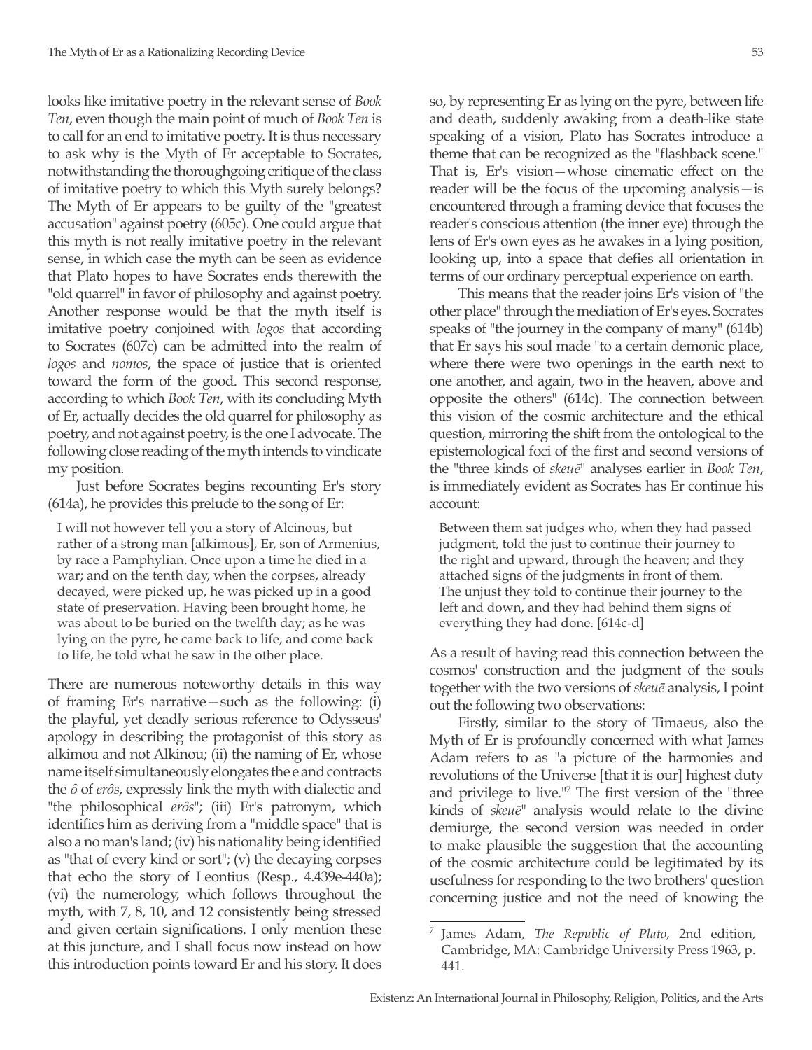looks like imitative poetry in the relevant sense of *Book Ten*, even though the main point of much of *Book Ten* is to call for an end to imitative poetry. It is thus necessary to ask why is the Myth of Er acceptable to Socrates, notwithstanding the thoroughgoing critique of the class of imitative poetry to which this Myth surely belongs? The Myth of Er appears to be guilty of the "greatest accusation" against poetry (605c). One could argue that this myth is not really imitative poetry in the relevant sense, in which case the myth can be seen as evidence that Plato hopes to have Socrates ends therewith the "old quarrel" in favor of philosophy and against poetry. Another response would be that the myth itself is imitative poetry conjoined with *logos* that according to Socrates (607c) can be admitted into the realm of *logos* and *nomos*, the space of justice that is oriented toward the form of the good. This second response, according to which *Book Ten*, with its concluding Myth of Er, actually decides the old quarrel for philosophy as poetry, and not against poetry, is the one I advocate. The following close reading of the myth intends to vindicate my position.

Just before Socrates begins recounting Er's story (614a), he provides this prelude to the song of Er:

> I will not however tell you a story of Alcinous, but rather of a strong man [alkimous], Er, son of Armenius, by race a Pamphylian. Once upon a time he died in a war; and on the tenth day, when the corpses, already decayed, were picked up, he was picked up in a good state of preservation. Having been brought home, he was about to be buried on the twelfth day; as he was lying on the pyre, he came back to life, and come back to life, he told what he saw in the other place.

There are numerous noteworthy details in this way of framing Er's narrative—such as the following: (i) the playful, yet deadly serious reference to Odysseus' apology in describing the protagonist of this story as alkimou and not Alkinou; (ii) the naming of Er, whose name itself simultaneously elongates the e and contracts the *ô* of *erôs*, expressly link the myth with dialectic and "the philosophical *erôs*"; (iii) Er's patronym, which identifies him as deriving from a "middle space" that is also a no man's land; (iv) his nationality being identified as "that of every kind or sort"; (v) the decaying corpses that echo the story of Leontius (Resp., 4.439e-440a); (vi) the numerology, which follows throughout the myth, with 7, 8, 10, and 12 consistently being stressed and given certain significations. I only mention these at this juncture, and I shall focus now instead on how this introduction points toward Er and his story. It does so, by representing Er as lying on the pyre, between life and death, suddenly awaking from a death-like state speaking of a vision, Plato has Socrates introduce a theme that can be recognized as the "flashback scene." That is, Er's vision—whose cinematic effect on the reader will be the focus of the upcoming analysis—is encountered through a framing device that focuses the reader's conscious attention (the inner eye) through the lens of Er's own eyes as he awakes in a lying position, looking up, into a space that defies all orientation in terms of our ordinary perceptual experience on earth.

This means that the reader joins Er's vision of "the other place" through the mediation of Er's eyes. Socrates speaks of "the journey in the company of many" (614b) that Er says his soul made "to a certain demonic place, where there were two openings in the earth next to one another, and again, two in the heaven, above and opposite the others" (614c). The connection between this vision of the cosmic architecture and the ethical question, mirroring the shift from the ontological to the epistemological foci of the first and second versions of the "three kinds of *skeuē*" analyses earlier in *Book Ten*, is immediately evident as Socrates has Er continue his account:

> Between them sat judges who, when they had passed judgment, told the just to continue their journey to the right and upward, through the heaven; and they attached signs of the judgments in front of them. The unjust they told to continue their journey to the left and down, and they had behind them signs of everything they had done. [614c-d]

As a result of having read this connection between the cosmos' construction and the judgment of the souls together with the two versions of *skeuē* analysis, I point out the following two observations:

Firstly, similar to the story of Timaeus, also the Myth of Er is profoundly concerned with what James Adam refers to as "a picture of the harmonies and revolutions of the Universe [that it is our] highest duty and privilege to live."[7] The first version of the "three kinds of *skeuē*" analysis would relate to the divine demiurge, the second version was needed in order to make plausible the suggestion that the accounting of the cosmic architecture could be legitimated by its usefulness for responding to the two brothers' question concerning justice and not the need of knowing the

---

[7] James Adam, *The Republic of Plato*, 2nd edition, Cambridge, MA: Cambridge University Press 1963, p. 441.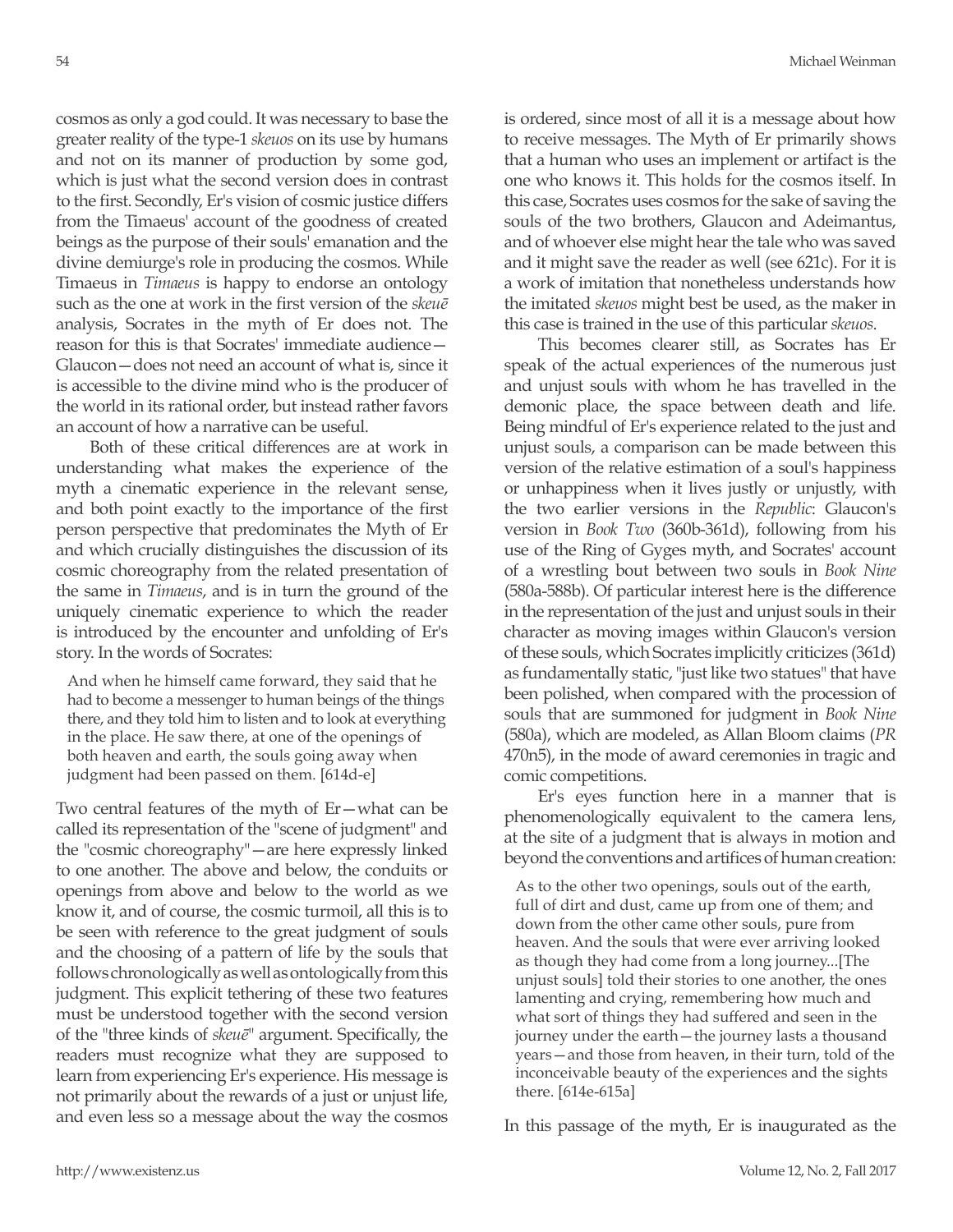cosmos as only a god could. It was necessary to base the greater reality of the type-1 *skeuos* on its use by humans and not on its manner of production by some god, which is just what the second version does in contrast to the first. Secondly, Er's vision of cosmic justice differs from the Timaeus' account of the goodness of created beings as the purpose of their souls' emanation and the divine demiurge's role in producing the cosmos. While Timaeus in *Timaeus* is happy to endorse an ontology such as the one at work in the first version of the *skeuē* analysis, Socrates in the myth of Er does not. The reason for this is that Socrates' immediate audience—Glaucon—does not need an account of what is, since it is accessible to the divine mind who is the producer of the world in its rational order, but instead rather favors an account of how a narrative can be useful.

Both of these critical differences are at work in understanding what makes the experience of the myth a cinematic experience in the relevant sense, and both point exactly to the importance of the first person perspective that predominates the Myth of Er and which crucially distinguishes the discussion of its cosmic choreography from the related presentation of the same in *Timaeus*, and is in turn the ground of the uniquely cinematic experience to which the reader is introduced by the encounter and unfolding of Er's story. In the words of Socrates:

> And when he himself came forward, they said that he had to become a messenger to human beings of the things there, and they told him to listen and to look at everything in the place. He saw there, at one of the openings of both heaven and earth, the souls going away when judgment had been passed on them. [614d-e]

Two central features of the myth of Er—what can be called its representation of the "scene of judgment" and the "cosmic choreography"—are here expressly linked to one another. The above and below, the conduits or openings from above and below to the world as we know it, and of course, the cosmic turmoil, all this is to be seen with reference to the great judgment of souls and the choosing of a pattern of life by the souls that follows chronologically as well as ontologically from this judgment. This explicit tethering of these two features must be understood together with the second version of the "three kinds of *skeuē*" argument. Specifically, the readers must recognize what they are supposed to learn from experiencing Er's experience. His message is not primarily about the rewards of a just or unjust life, and even less so a message about the way the cosmos is ordered, since most of all it is a message about how to receive messages. The Myth of Er primarily shows that a human who uses an implement or artifact is the one who knows it. This holds for the cosmos itself. In this case, Socrates uses cosmos for the sake of saving the souls of the two brothers, Glaucon and Adeimantus, and of whoever else might hear the tale who was saved and it might save the reader as well (see 621c). For it is a work of imitation that nonetheless understands how the imitated *skeuos* might best be used, as the maker in this case is trained in the use of this particular *skeuos*.

This becomes clearer still, as Socrates has Er speak of the actual experiences of the numerous just and unjust souls with whom he has travelled in the demonic place, the space between death and life. Being mindful of Er's experience related to the just and unjust souls, a comparison can be made between this version of the relative estimation of a soul's happiness or unhappiness when it lives justly or unjustly, with the two earlier versions in the *Republic*: Glaucon's version in *Book Two* (360b-361d), following from his use of the Ring of Gyges myth, and Socrates' account of a wrestling bout between two souls in *Book Nine* (580a-588b). Of particular interest here is the difference in the representation of the just and unjust souls in their character as moving images within Glaucon's version of these souls, which Socrates implicitly criticizes (361d) as fundamentally static, "just like two statues" that have been polished, when compared with the procession of souls that are summoned for judgment in *Book Nine* (580a), which are modeled, as Allan Bloom claims (*PR* 470n5), in the mode of award ceremonies in tragic and comic competitions.

Er's eyes function here in a manner that is phenomenologically equivalent to the camera lens, at the site of a judgment that is always in motion and beyond the conventions and artifices of human creation:

> As to the other two openings, souls out of the earth, full of dirt and dust, came up from one of them; and down from the other came other souls, pure from heaven. And the souls that were ever arriving looked as though they had come from a long journey...[The unjust souls] told their stories to one another, the ones lamenting and crying, remembering how much and what sort of things they had suffered and seen in the journey under the earth—the journey lasts a thousand years—and those from heaven, in their turn, told of the inconceivable beauty of the experiences and the sights there. [614e-615a]

In this passage of the myth, Er is inaugurated as the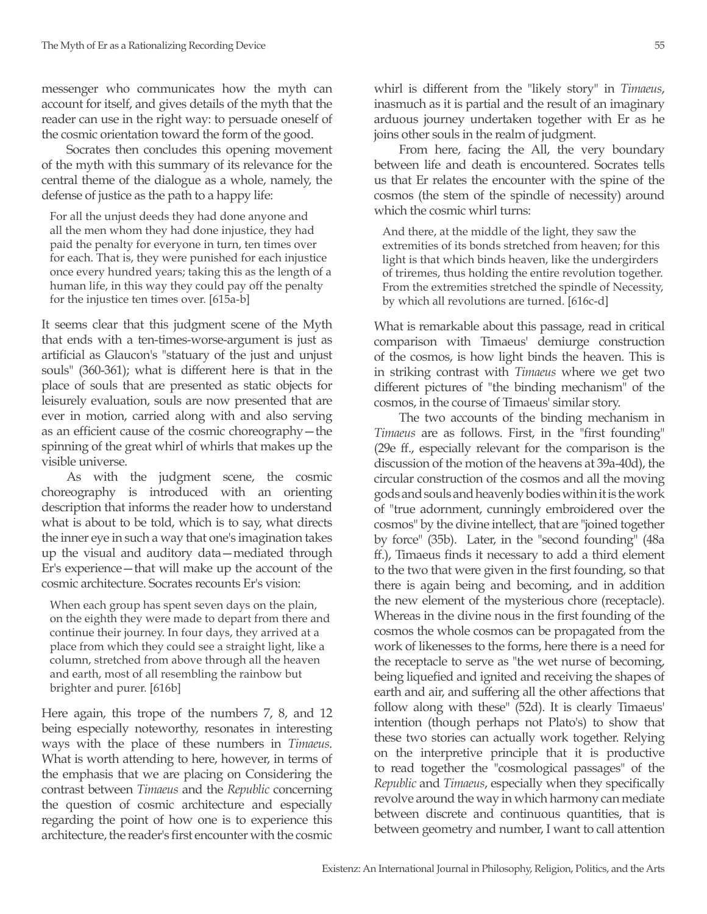messenger who communicates how the myth can account for itself, and gives details of the myth that the reader can use in the right way: to persuade oneself of the cosmic orientation toward the form of the good.

Socrates then concludes this opening movement of the myth with this summary of its relevance for the central theme of the dialogue as a whole, namely, the defense of justice as the path to a happy life:

> For all the unjust deeds they had done anyone and all the men whom they had done injustice, they had paid the penalty for everyone in turn, ten times over for each. That is, they were punished for each injustice once every hundred years; taking this as the length of a human life, in this way they could pay off the penalty for the injustice ten times over. [615a-b]

It seems clear that this judgment scene of the Myth that ends with a ten-times-worse-argument is just as artificial as Glaucon's "statuary of the just and unjust souls" (360-361); what is different here is that in the place of souls that are presented as static objects for leisurely evaluation, souls are now presented that are ever in motion, carried along with and also serving as an efficient cause of the cosmic choreography—the spinning of the great whirl of whirls that makes up the visible universe.

As with the judgment scene, the cosmic choreography is introduced with an orienting description that informs the reader how to understand what is about to be told, which is to say, what directs the inner eye in such a way that one's imagination takes up the visual and auditory data—mediated through Er's experience—that will make up the account of the cosmic architecture. Socrates recounts Er's vision:

> When each group has spent seven days on the plain, on the eighth they were made to depart from there and continue their journey. In four days, they arrived at a place from which they could see a straight light, like a column, stretched from above through all the heaven and earth, most of all resembling the rainbow but brighter and purer. [616b]

Here again, this trope of the numbers 7, 8, and 12 being especially noteworthy, resonates in interesting ways with the place of these numbers in *Timaeus*. What is worth attending to here, however, in terms of the emphasis that we are placing on Considering the contrast between *Timaeus* and the *Republic* concerning the question of cosmic architecture and especially regarding the point of how one is to experience this architecture, the reader's first encounter with the cosmic whirl is different from the "likely story" in *Timaeus*, inasmuch as it is partial and the result of an imaginary arduous journey undertaken together with Er as he joins other souls in the realm of judgment.

From here, facing the All, the very boundary between life and death is encountered. Socrates tells us that Er relates the encounter with the spine of the cosmos (the stem of the spindle of necessity) around which the cosmic whirl turns:

> And there, at the middle of the light, they saw the extremities of its bonds stretched from heaven; for this light is that which binds heaven, like the undergirders of triremes, thus holding the entire revolution together. From the extremities stretched the spindle of Necessity, by which all revolutions are turned. [616c-d]

What is remarkable about this passage, read in critical comparison with Timaeus' demiurge construction of the cosmos, is how light binds the heaven. This is in striking contrast with *Timaeus* where we get two different pictures of "the binding mechanism" of the cosmos, in the course of Timaeus' similar story.

The two accounts of the binding mechanism in *Timaeus* are as follows. First, in the "first founding" (29e ff., especially relevant for the comparison is the discussion of the motion of the heavens at 39a-40d), the circular construction of the cosmos and all the moving gods and souls and heavenly bodies within it is the work of "true adornment, cunningly embroidered over the cosmos" by the divine intellect, that are "joined together by force" (35b). Later, in the "second founding" (48a ff.), Timaeus finds it necessary to add a third element to the two that were given in the first founding, so that there is again being and becoming, and in addition the new element of the mysterious chore (receptacle). Whereas in the divine nous in the first founding of the cosmos the whole cosmos can be propagated from the work of likenesses to the forms, here there is a need for the receptacle to serve as "the wet nurse of becoming, being liquefied and ignited and receiving the shapes of earth and air, and suffering all the other affections that follow along with these" (52d). It is clearly Timaeus' intention (though perhaps not Plato's) to show that these two stories can actually work together. Relying on the interpretive principle that it is productive to read together the "cosmological passages" of the *Republic* and *Timaeus*, especially when they specifically revolve around the way in which harmony can mediate between discrete and continuous quantities, that is between geometry and number, I want to call attention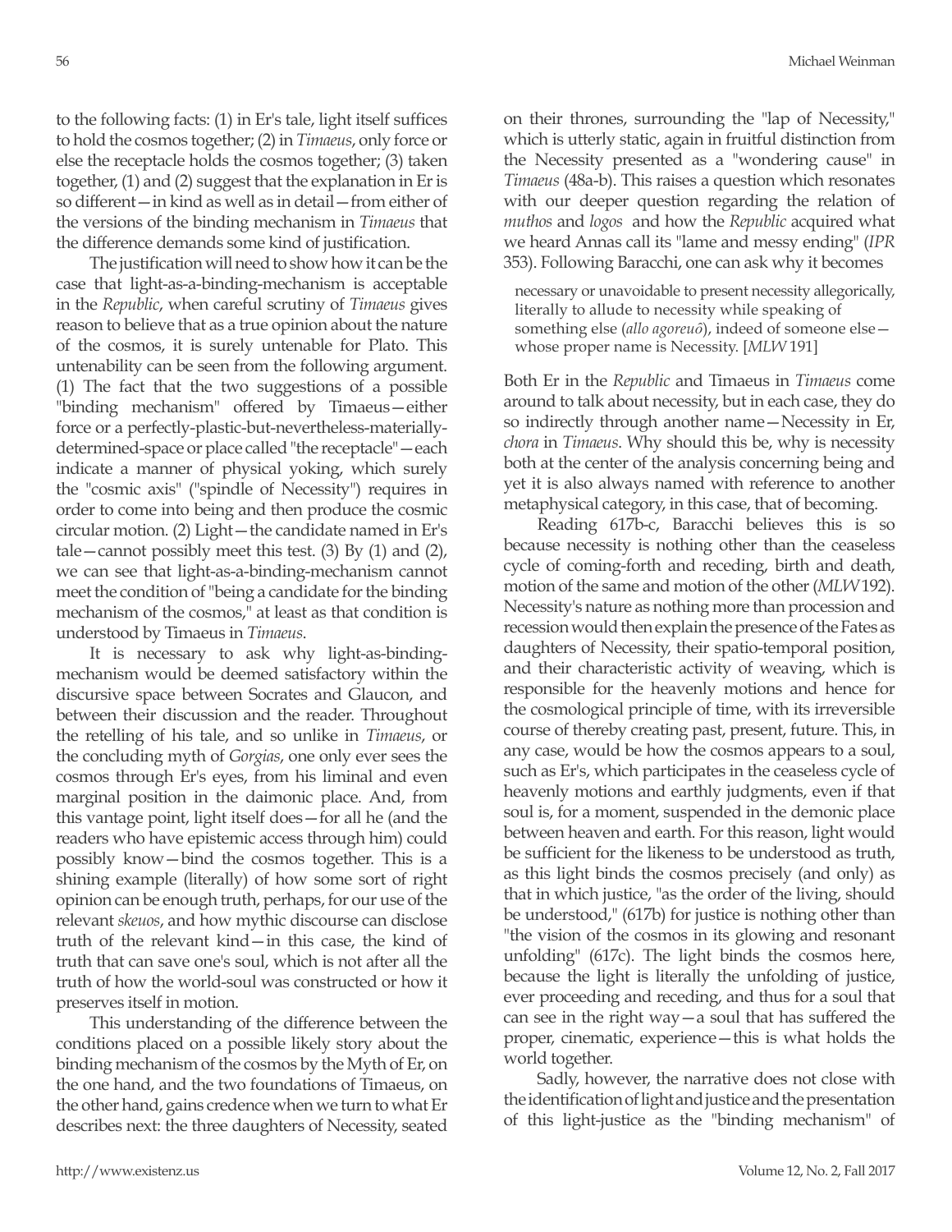to the following facts: (1) in Er's tale, light itself suffices to hold the cosmos together; (2) in *Timaeus*, only force or else the receptacle holds the cosmos together; (3) taken together, (1) and (2) suggest that the explanation in Er is so different—in kind as well as in detail—from either of the versions of the binding mechanism in *Timaeus* that the difference demands some kind of justification.

The justification will need to show how it can be the case that light-as-a-binding-mechanism is acceptable in the *Republic*, when careful scrutiny of *Timaeus* gives reason to believe that as a true opinion about the nature of the cosmos, it is surely untenable for Plato. This untenability can be seen from the following argument. (1) The fact that the two suggestions of a possible "binding mechanism" offered by Timaeus—either force or a perfectly-plastic-but-nevertheless-materially-determined-space or place called "the receptacle"—each indicate a manner of physical yoking, which surely the "cosmic axis" ("spindle of Necessity") requires in order to come into being and then produce the cosmic circular motion. (2) Light—the candidate named in Er's tale—cannot possibly meet this test. (3) By (1) and (2), we can see that light-as-a-binding-mechanism cannot meet the condition of "being a candidate for the binding mechanism of the cosmos," at least as that condition is understood by Timaeus in *Timaeus*.

It is necessary to ask why light-as-binding-mechanism would be deemed satisfactory within the discursive space between Socrates and Glaucon, and between their discussion and the reader. Throughout the retelling of his tale, and so unlike in *Timaeus*, or the concluding myth of *Gorgias*, one only ever sees the cosmos through Er's eyes, from his liminal and even marginal position in the daimonic place. And, from this vantage point, light itself does—for all he (and the readers who have epistemic access through him) could possibly know—bind the cosmos together. This is a shining example (literally) of how some sort of right opinion can be enough truth, perhaps, for our use of the relevant *skeuos*, and how mythic discourse can disclose truth of the relevant kind—in this case, the kind of truth that can save one's soul, which is not after all the truth of how the world-soul was constructed or how it preserves itself in motion.

This understanding of the difference between the conditions placed on a possible likely story about the binding mechanism of the cosmos by the Myth of Er, on the one hand, and the two foundations of Timaeus, on the other hand, gains credence when we turn to what Er describes next: the three daughters of Necessity, seated on their thrones, surrounding the "lap of Necessity," which is utterly static, again in fruitful distinction from the Necessity presented as a "wondering cause" in *Timaeus* (48a-b). This raises a question which resonates with our deeper question regarding the relation of *muthos* and *logos* and how the *Republic* acquired what we heard Annas call its "lame and messy ending" (*IPR* 353). Following Baracchi, one can ask why it becomes

> necessary or unavoidable to present necessity allegorically, literally to allude to necessity while speaking of something else (*allo agoreuô*), indeed of someone else—whose proper name is Necessity. [*MLW* 191]

Both Er in the *Republic* and Timaeus in *Timaeus* come around to talk about necessity, but in each case, they do so indirectly through another name—Necessity in Er, *chora* in *Timaeus*. Why should this be, why is necessity both at the center of the analysis concerning being and yet it is also always named with reference to another metaphysical category, in this case, that of becoming.

Reading 617b-c, Baracchi believes this is so because necessity is nothing other than the ceaseless cycle of coming-forth and receding, birth and death, motion of the same and motion of the other (*MLW* 192). Necessity's nature as nothing more than procession and recession would then explain the presence of the Fates as daughters of Necessity, their spatio-temporal position, and their characteristic activity of weaving, which is responsible for the heavenly motions and hence for the cosmological principle of time, with its irreversible course of thereby creating past, present, future. This, in any case, would be how the cosmos appears to a soul, such as Er's, which participates in the ceaseless cycle of heavenly motions and earthly judgments, even if that soul is, for a moment, suspended in the demonic place between heaven and earth. For this reason, light would be sufficient for the likeness to be understood as truth, as this light binds the cosmos precisely (and only) as that in which justice, "as the order of the living, should be understood," (617b) for justice is nothing other than "the vision of the cosmos in its glowing and resonant unfolding" (617c). The light binds the cosmos here, because the light is literally the unfolding of justice, ever proceeding and receding, and thus for a soul that can see in the right way—a soul that has suffered the proper, cinematic, experience—this is what holds the world together.

Sadly, however, the narrative does not close with the identification of light and justice and the presentation of this light-justice as the "binding mechanism" of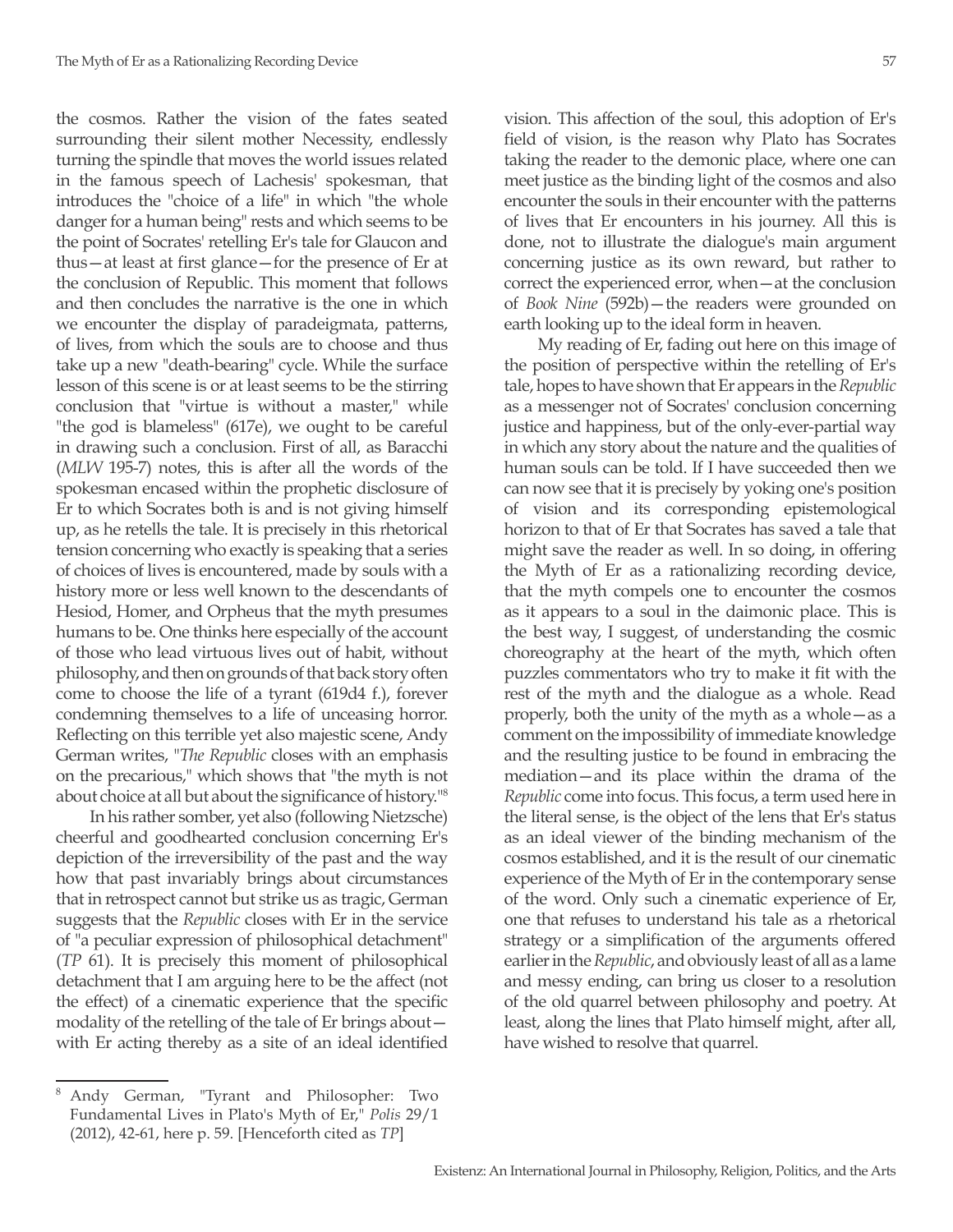the cosmos. Rather the vision of the fates seated surrounding their silent mother Necessity, endlessly turning the spindle that moves the world issues related in the famous speech of Lachesis' spokesman, that introduces the "choice of a life" in which "the whole danger for a human being" rests and which seems to be the point of Socrates' retelling Er's tale for Glaucon and thus—at least at first glance—for the presence of Er at the conclusion of Republic. This moment that follows and then concludes the narrative is the one in which we encounter the display of paradeigmata, patterns, of lives, from which the souls are to choose and thus take up a new "death-bearing" cycle. While the surface lesson of this scene is or at least seems to be the stirring conclusion that "virtue is without a master," while "the god is blameless" (617e), we ought to be careful in drawing such a conclusion. First of all, as Baracchi (*MLW* 195-7) notes, this is after all the words of the spokesman encased within the prophetic disclosure of Er to which Socrates both is and is not giving himself up, as he retells the tale. It is precisely in this rhetorical tension concerning who exactly is speaking that a series of choices of lives is encountered, made by souls with a history more or less well known to the descendants of Hesiod, Homer, and Orpheus that the myth presumes humans to be. One thinks here especially of the account of those who lead virtuous lives out of habit, without philosophy, and then on grounds of that back story often come to choose the life of a tyrant (619d4 f.), forever condemning themselves to a life of unceasing horror. Reflecting on this terrible yet also majestic scene, Andy German writes, "*The Republic* closes with an emphasis on the precarious," which shows that "the myth is not about choice at all but about the significance of history."[8]

In his rather somber, yet also (following Nietzsche) cheerful and goodhearted conclusion concerning Er's depiction of the irreversibility of the past and the way how that past invariably brings about circumstances that in retrospect cannot but strike us as tragic, German suggests that the *Republic* closes with Er in the service of "a peculiar expression of philosophical detachment" (*TP* 61). It is precisely this moment of philosophical detachment that I am arguing here to be the affect (not the effect) of a cinematic experience that the specific modality of the retelling of the tale of Er brings about—with Er acting thereby as a site of an ideal identified vision. This affection of the soul, this adoption of Er's field of vision, is the reason why Plato has Socrates taking the reader to the demonic place, where one can meet justice as the binding light of the cosmos and also encounter the souls in their encounter with the patterns of lives that Er encounters in his journey. All this is done, not to illustrate the dialogue's main argument concerning justice as its own reward, but rather to correct the experienced error, when—at the conclusion of *Book Nine* (592b)—the readers were grounded on earth looking up to the ideal form in heaven.

My reading of Er, fading out here on this image of the position of perspective within the retelling of Er's tale, hopes to have shown that Er appears in the *Republic* as a messenger not of Socrates' conclusion concerning justice and happiness, but of the only-ever-partial way in which any story about the nature and the qualities of human souls can be told. If I have succeeded then we can now see that it is precisely by yoking one's position of vision and its corresponding epistemological horizon to that of Er that Socrates has saved a tale that might save the reader as well. In so doing, in offering the Myth of Er as a rationalizing recording device, that the myth compels one to encounter the cosmos as it appears to a soul in the daimonic place. This is the best way, I suggest, of understanding the cosmic choreography at the heart of the myth, which often puzzles commentators who try to make it fit with the rest of the myth and the dialogue as a whole. Read properly, both the unity of the myth as a whole—as a comment on the impossibility of immediate knowledge and the resulting justice to be found in embracing the mediation—and its place within the drama of the *Republic* come into focus. This focus, a term used here in the literal sense, is the object of the lens that Er's status as an ideal viewer of the binding mechanism of the cosmos established, and it is the result of our cinematic experience of the Myth of Er in the contemporary sense of the word. Only such a cinematic experience of Er, one that refuses to understand his tale as a rhetorical strategy or a simplification of the arguments offered earlier in the *Republic*, and obviously least of all as a lame and messy ending, can bring us closer to a resolution of the old quarrel between philosophy and poetry. At least, along the lines that Plato himself might, after all, have wished to resolve that quarrel.

---

[8] Andy German, "Tyrant and Philosopher: Two Fundamental Lives in Plato's Myth of Er," *Polis* 29/1 (2012), 42-61, here p. 59. [Henceforth cited as *TP*]